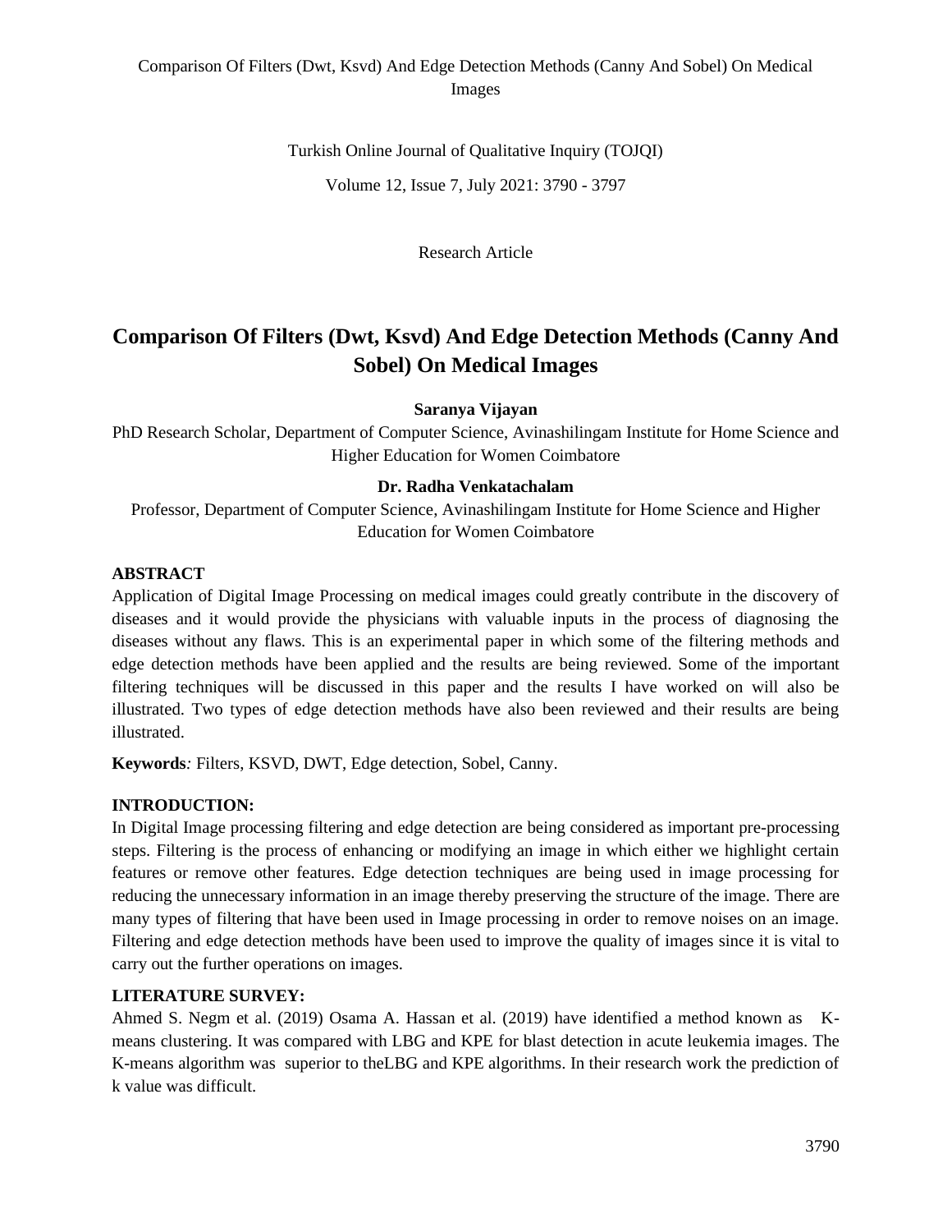Turkish Online Journal of Qualitative Inquiry (TOJQI)

Volume 12, Issue 7, July 2021: 3790 - 3797

Research Article

# Comparison Of Filters (Dwt, Ksvd) And Edge Detection Methods (Canny And Sobel) On Medical Images

**Saranya Vijayan**

PhD Research Scholar, Department of Computer Science, Avinashilingam Institute for Home Science and Higher Education for Women Coimbatore

**Dr. Radha Venkatachalam**

Professor, Department of Computer Science, Avinashilingam Institute for Home Science and Higher Education for Women Coimbatore

## ABSTRACT

Application of Digital Image Processing on medical images could greatly contribute in the discovery of diseases and it would provide the physicians with valuable inputs in the process of diagnosing the diseases without any flaws. This is an experimental paper in which some of the filtering methods and edge detection methods have been applied and the results are being reviewed. Some of the important filtering techniques will be discussed in this paper and the results I have worked on will also be illustrated. Two types of edge detection methods have also been reviewed and their results are being illustrated.

**Keywords***:* Filters, KSVD, DWT, Edge detection, Sobel, Canny.

## INTRODUCTION:

In Digital Image processing filtering and edge detection are being considered as important pre-processing steps. Filtering is the process of enhancing or modifying an image in which either we highlight certain features or remove other features. Edge detection techniques are being used in image processing for reducing the unnecessary information in an image thereby preserving the structure of the image. There are many types of filtering that have been used in Image processing in order to remove noises on an image. Filtering and edge detection methods have been used to improve the quality of images since it is vital to carry out the further operations on images.

## LITERATURE SURVEY:

Ahmed S. Negm et al. (2019) Osama A. Hassan et al. (2019) have identified a method known as K-means clustering. It was compared with LBG and KPE for blast detection in acute leukemia images. The K-means algorithm was superior to theLBG and KPE algorithms. In their research work the prediction of k value was difficult.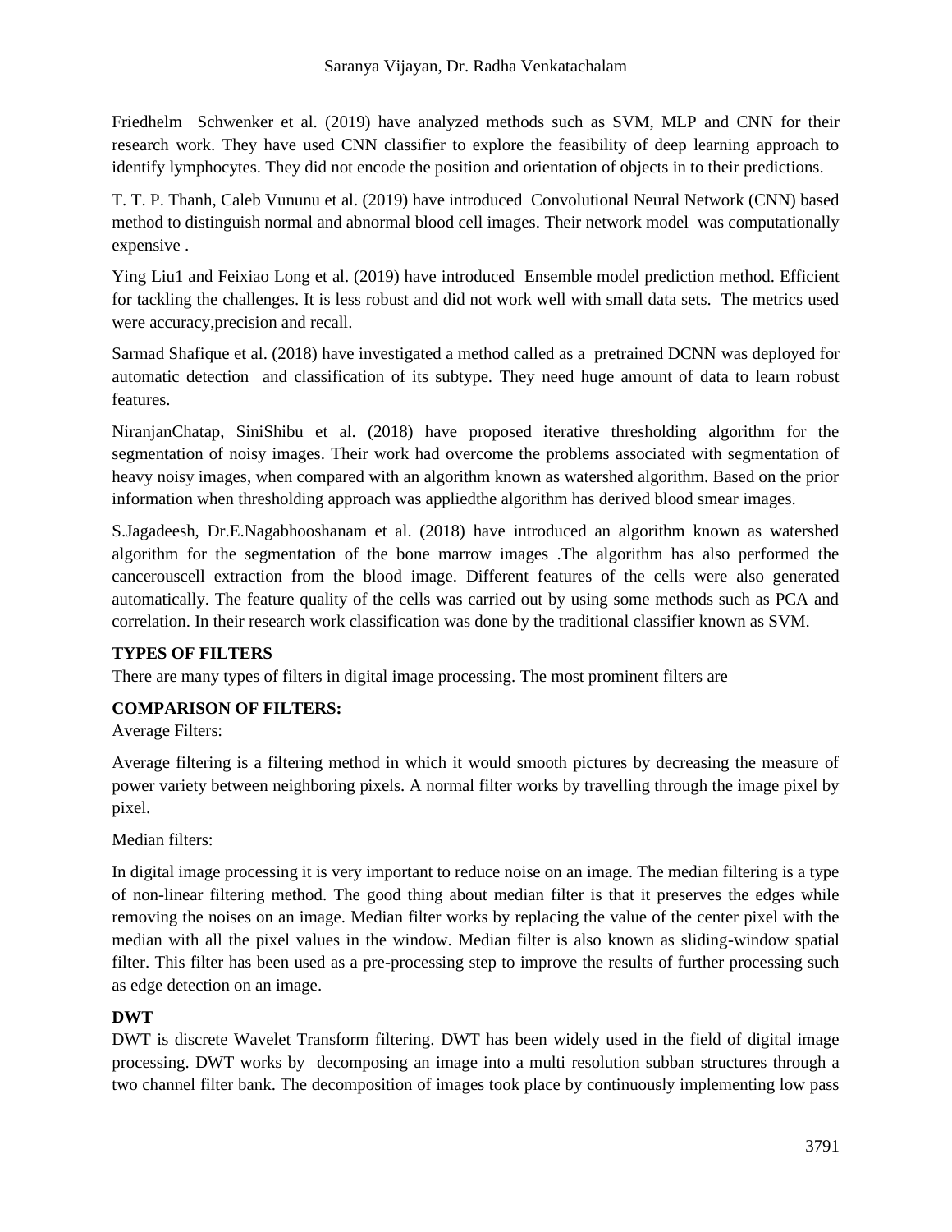Friedhelm Schwenker et al. (2019) have analyzed methods such as SVM, MLP and CNN for their research work. They have used CNN classifier to explore the feasibility of deep learning approach to identify lymphocytes. They did not encode the position and orientation of objects in to their predictions.

T. T. P. Thanh, Caleb Vununu et al. (2019) have introduced Convolutional Neural Network (CNN) based method to distinguish normal and abnormal blood cell images. Their network model was computationally expensive .

Ying Liu1 and Feixiao Long et al. (2019) have introduced Ensemble model prediction method. Efficient for tackling the challenges. It is less robust and did not work well with small data sets. The metrics used were accuracy,precision and recall.

Sarmad Shafique et al. (2018) have investigated a method called as a pretrained DCNN was deployed for automatic detection and classification of its subtype. They need huge amount of data to learn robust features.

NiranjanChatap, SiniShibu et al. (2018) have proposed iterative thresholding algorithm for the segmentation of noisy images. Their work had overcome the problems associated with segmentation of heavy noisy images, when compared with an algorithm known as watershed algorithm. Based on the prior information when thresholding approach was appliedthe algorithm has derived blood smear images.

S.Jagadeesh, Dr.E.Nagabhooshanam et al. (2018) have introduced an algorithm known as watershed algorithm for the segmentation of the bone marrow images .The algorithm has also performed the cancerouscell extraction from the blood image. Different features of the cells were also generated automatically. The feature quality of the cells was carried out by using some methods such as PCA and correlation. In their research work classification was done by the traditional classifier known as SVM.

**TYPES OF FILTERS**

There are many types of filters in digital image processing. The most prominent filters are

**COMPARISON OF FILTERS:**

Average Filters:

Average filtering is a filtering method in which it would smooth pictures by decreasing the measure of power variety between neighboring pixels. A normal filter works by travelling through the image pixel by pixel.

Median filters:

In digital image processing it is very important to reduce noise on an image. The median filtering is a type of non-linear filtering method. The good thing about median filter is that it preserves the edges while removing the noises on an image. Median filter works by replacing the value of the center pixel with the median with all the pixel values in the window. Median filter is also known as sliding-window spatial filter. This filter has been used as a pre-processing step to improve the results of further processing such as edge detection on an image.

**DWT**

DWT is discrete Wavelet Transform filtering. DWT has been widely used in the field of digital image processing. DWT works by decomposing an image into a multi resolution subban structures through a two channel filter bank. The decomposition of images took place by continuously implementing low pass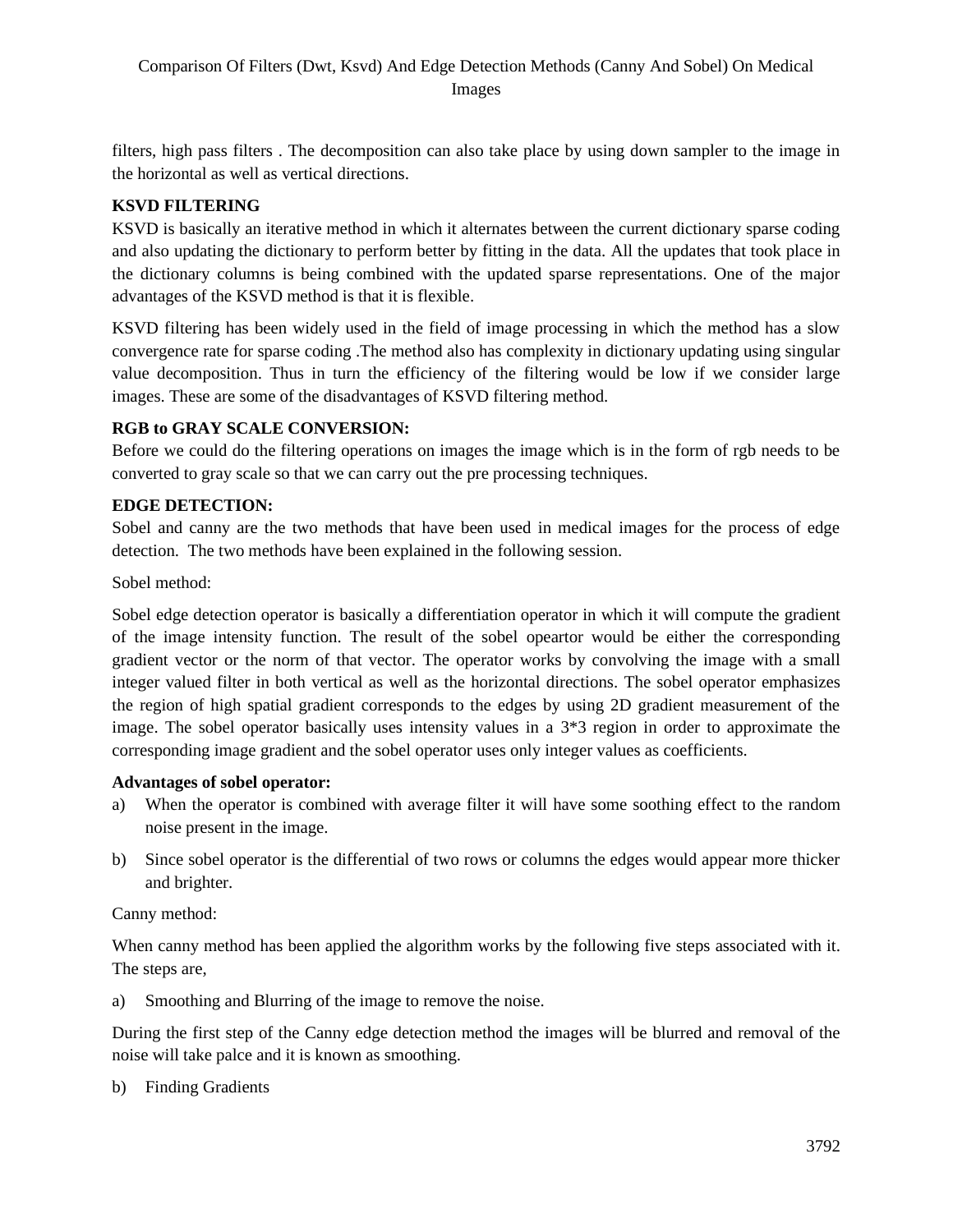filters, high pass filters . The decomposition can also take place by using down sampler to the image in the horizontal as well as vertical directions.

**KSVD FILTERING**

KSVD is basically an iterative method in which it alternates between the current dictionary sparse coding and also updating the dictionary to perform better by fitting in the data. All the updates that took place in the dictionary columns is being combined with the updated sparse representations. One of the major advantages of the KSVD method is that it is flexible.

KSVD filtering has been widely used in the field of image processing in which the method has a slow convergence rate for sparse coding .The method also has complexity in dictionary updating using singular value decomposition. Thus in turn the efficiency of the filtering would be low if we consider large images. These are some of the disadvantages of KSVD filtering method.

**RGB to GRAY SCALE CONVERSION:**

Before we could do the filtering operations on images the image which is in the form of rgb needs to be converted to gray scale so that we can carry out the pre processing techniques.

**EDGE DETECTION:**

Sobel and canny are the two methods that have been used in medical images for the process of edge detection. The two methods have been explained in the following session.

Sobel method:

Sobel edge detection operator is basically a differentiation operator in which it will compute the gradient of the image intensity function. The result of the sobel opeartor would be either the corresponding gradient vector or the norm of that vector. The operator works by convolving the image with a small integer valued filter in both vertical as well as the horizontal directions. The sobel operator emphasizes the region of high spatial gradient corresponds to the edges by using 2D gradient measurement of the image. The sobel operator basically uses intensity values in a 3*3 region in order to approximate the corresponding image gradient and the sobel operator uses only integer values as coefficients.

**Advantages of sobel operator:**

a) When the operator is combined with average filter it will have some soothing effect to the random noise present in the image.

b) Since sobel operator is the differential of two rows or columns the edges would appear more thicker and brighter.

Canny method:

When canny method has been applied the algorithm works by the following five steps associated with it. The steps are,

a) Smoothing and Blurring of the image to remove the noise.

During the first step of the Canny edge detection method the images will be blurred and removal of the noise will take palce and it is known as smoothing.

b) Finding Gradients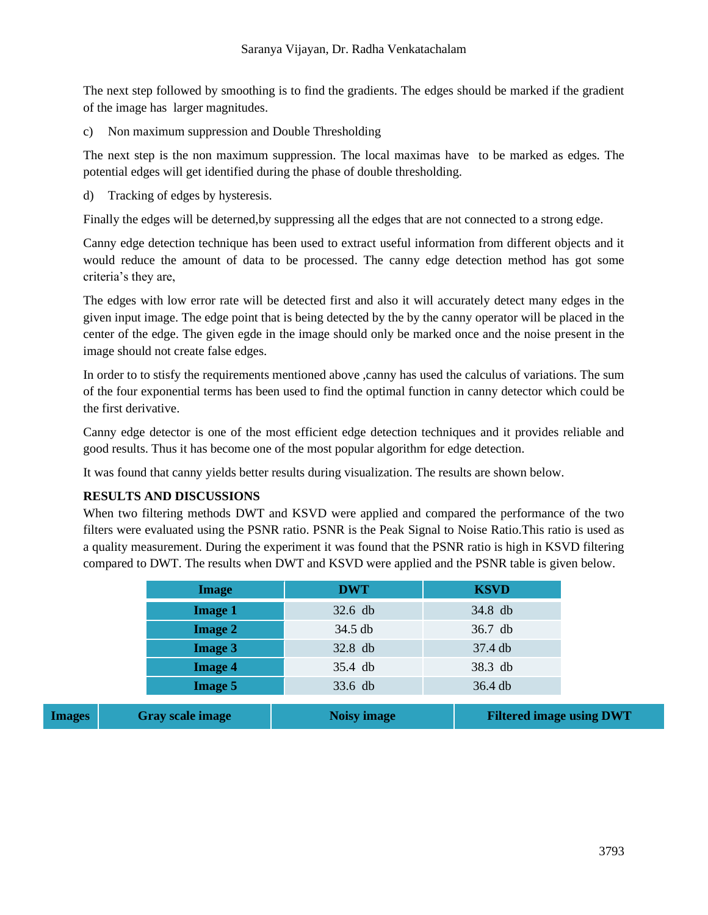The next step followed by smoothing is to find the gradients. The edges should be marked if the gradient of the image has larger magnitudes.

c) Non maximum suppression and Double Thresholding

The next step is the non maximum suppression. The local maximas have to be marked as edges. The potential edges will get identified during the phase of double thresholding.

d) Tracking of edges by hysteresis.

Finally the edges will be deterned,by suppressing all the edges that are not connected to a strong edge.

Canny edge detection technique has been used to extract useful information from different objects and it would reduce the amount of data to be processed. The canny edge detection method has got some criteria's they are,

The edges with low error rate will be detected first and also it will accurately detect many edges in the given input image. The edge point that is being detected by the by the canny operator will be placed in the center of the edge. The given egde in the image should only be marked once and the noise present in the image should not create false edges.

In order to to stisfy the requirements mentioned above ,canny has used the calculus of variations. The sum of the four exponential terms has been used to find the optimal function in canny detector which could be the first derivative.

Canny edge detector is one of the most efficient edge detection techniques and it provides reliable and good results. Thus it has become one of the most popular algorithm for edge detection.

It was found that canny yields better results during visualization. The results are shown below.

**RESULTS AND DISCUSSIONS**

When two filtering methods DWT and KSVD were applied and compared the performance of the two filters were evaluated using the PSNR ratio. PSNR is the Peak Signal to Noise Ratio.This ratio is used as a quality measurement. During the experiment it was found that the PSNR ratio is high in KSVD filtering compared to DWT. The results when DWT and KSVD were applied and the PSNR table is given below.

| Image | DWT | KSVD |
|---|---|---|
| **Image 1** | 32.6 db | 34.8 db |
| **Image 2** | 34.5 db | 36.7 db |
| **Image 3** | 32.8 db | 37.4 db |
| **Image 4** | 35.4 db | 38.3 db |
| **Image 5** | 33.6 db | 36.4 db |

| Images | Gray scale image | Noisy image | Filtered image using DWT |
|---|---|---|---|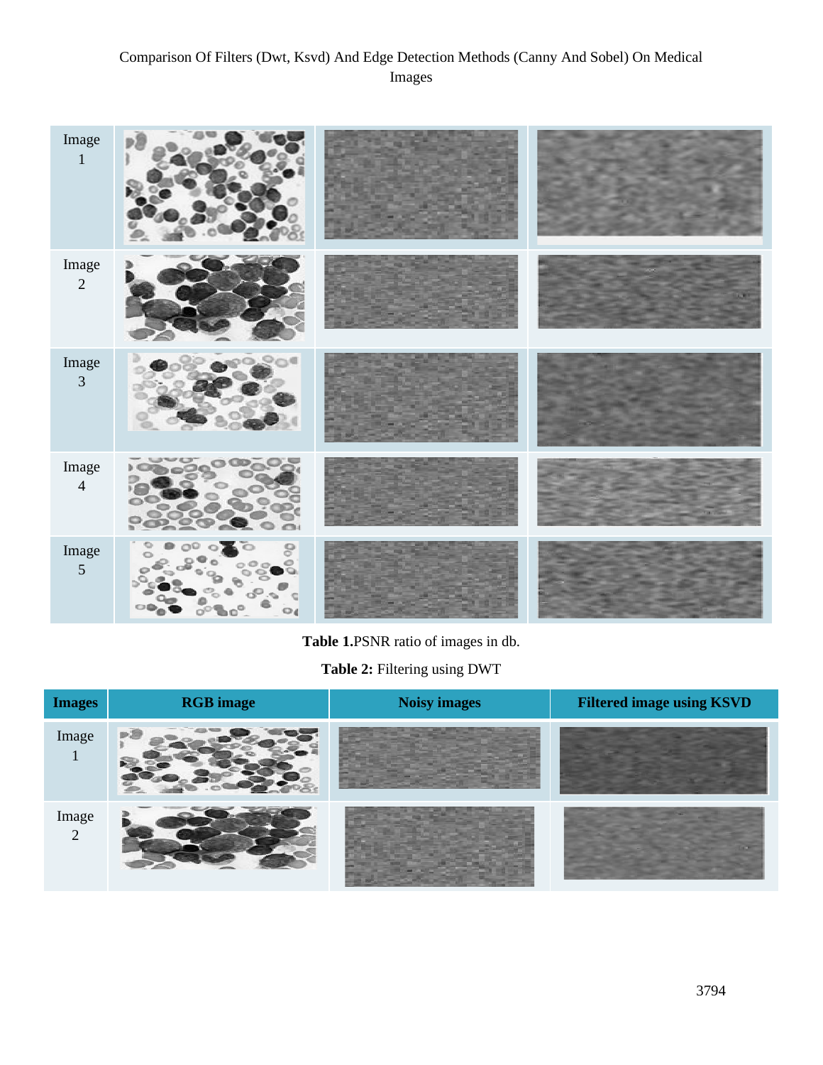| | | | |
|---|---|---|---|
| Image 1 | | | |
| Image 2 | | | |
| Image 3 | | | |
| Image 4 | | | |
| Image 5 | | | |

**Table 1.**PSNR ratio of images in db.

**Table 2:** Filtering using DWT

| Images | RGB image | Noisy images | Filtered image using KSVD |
|---|---|---|---|
| Image 1 | | | |
| Image 2 | | | |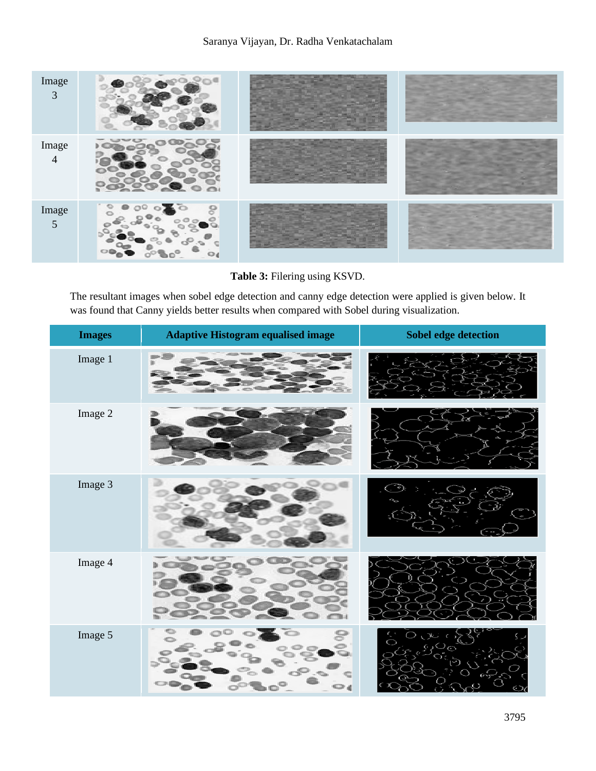| Image 3 | | | |
|---|---|---|---|
| Image 4 | | | |
| Image 5 | | | |

**Table 3:** Filering using KSVD.

The resultant images when sobel edge detection and canny edge detection were applied is given below. It was found that Canny yields better results when compared with Sobel during visualization.

| Images | Adaptive Histogram equalised image | Sobel edge detection |
|---|---|---|
| Image 1 | | |
| Image 2 | | |
| Image 3 | | |
| Image 4 | | |
| Image 5 | | |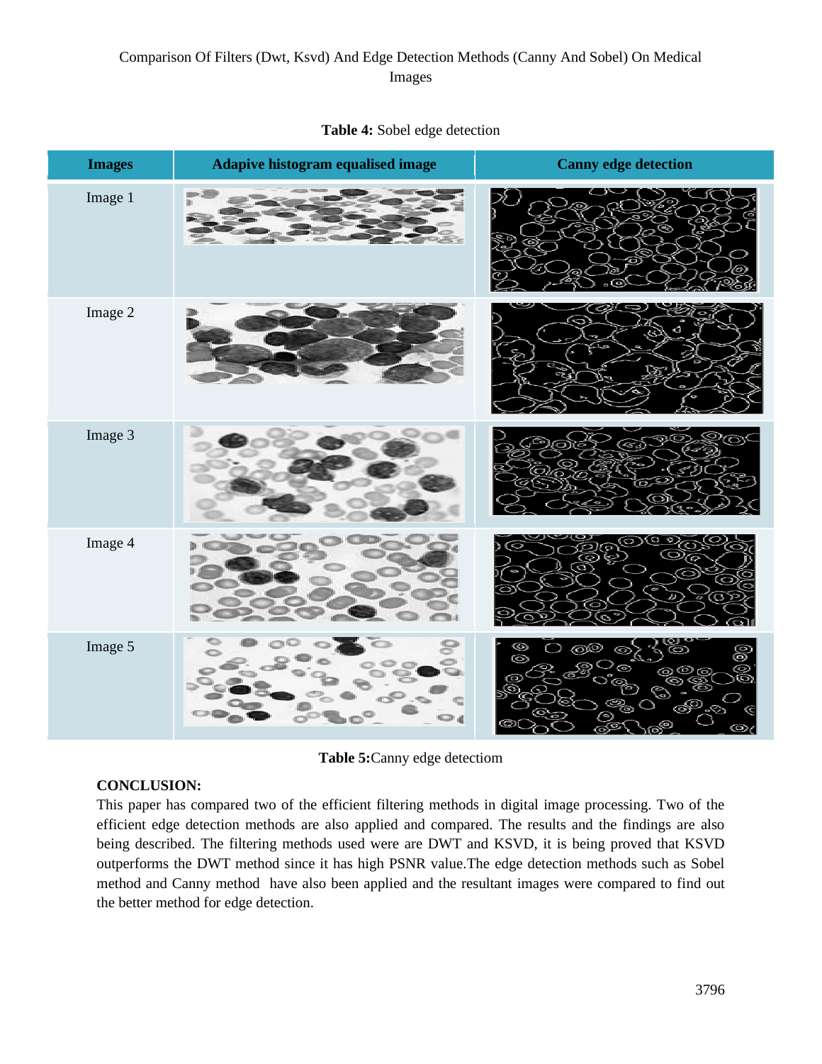**Table 4:** Sobel edge detection

| Images | Adapive histogram equalised image | Canny edge detection |
|---|---|---|
| Image 1 | | |
| Image 2 | | |
| Image 3 | | |
| Image 4 | | |
| Image 5 | | |

**Table 5:**Canny edge detectiom

**CONCLUSION:**

This paper has compared two of the efficient filtering methods in digital image processing. Two of the efficient edge detection methods are also applied and compared. The results and the findings are also being described. The filtering methods used were are DWT and KSVD, it is being proved that KSVD outperforms the DWT method since it has high PSNR value.The edge detection methods such as Sobel method and Canny method have also been applied and the resultant images were compared to find out the better method for edge detection.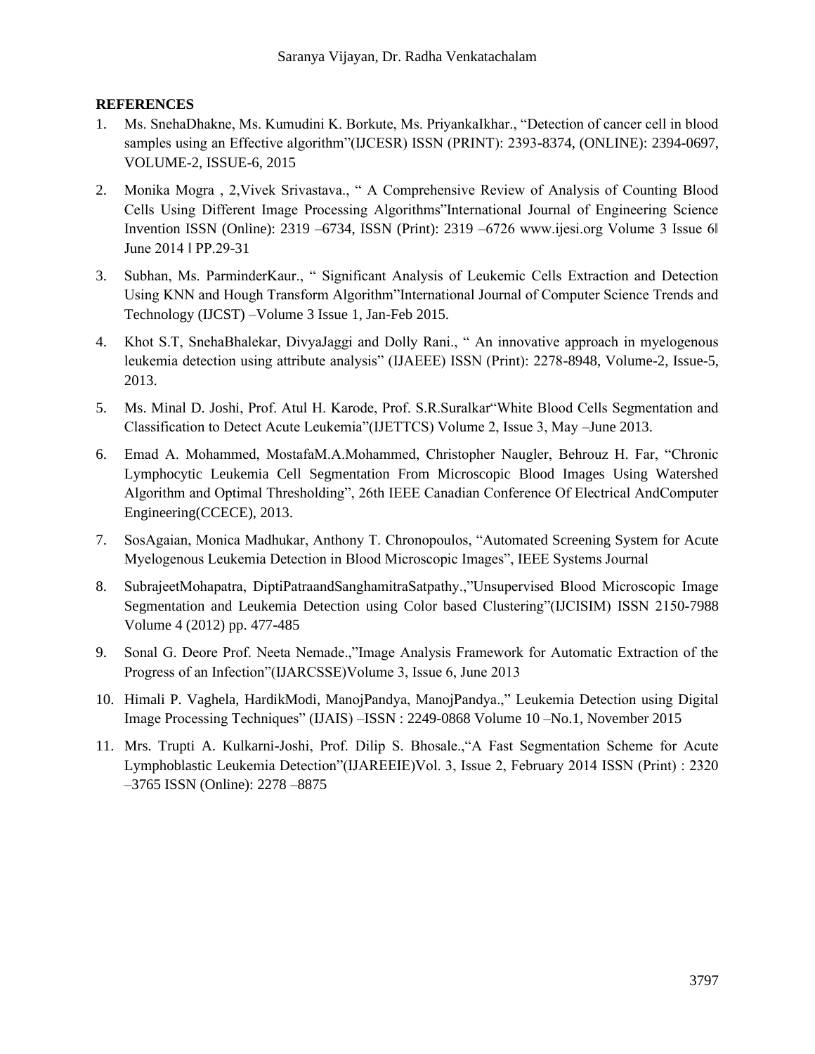## REFERENCES

1. Ms. SnehaDhakne, Ms. Kumudini K. Borkute, Ms. PriyankaIkhar., "Detection of cancer cell in blood samples using an Effective algorithm"(IJCESR) ISSN (PRINT): 2393-8374, (ONLINE): 2394-0697, VOLUME-2, ISSUE-6, 2015

2. Monika Mogra , 2,Vivek Srivastava., " A Comprehensive Review of Analysis of Counting Blood Cells Using Different Image Processing Algorithms"International Journal of Engineering Science Invention ISSN (Online): 2319 –6734, ISSN (Print): 2319 –6726 www.ijesi.org Volume 3 Issue 6‖ June 2014 ‖ PP.29-31

3. Subhan, Ms. ParminderKaur., " Significant Analysis of Leukemic Cells Extraction and Detection Using KNN and Hough Transform Algorithm"International Journal of Computer Science Trends and Technology (IJCST) –Volume 3 Issue 1, Jan-Feb 2015.

4. Khot S.T, SnehaBhalekar, DivyaJaggi and Dolly Rani., " An innovative approach in myelogenous leukemia detection using attribute analysis" (IJAEEE) ISSN (Print): 2278-8948, Volume-2, Issue-5, 2013.

5. Ms. Minal D. Joshi, Prof. Atul H. Karode, Prof. S.R.Suralkar"White Blood Cells Segmentation and Classification to Detect Acute Leukemia"(IJETTCS) Volume 2, Issue 3, May –June 2013.

6. Emad A. Mohammed, MostafaM.A.Mohammed, Christopher Naugler, Behrouz H. Far, "Chronic Lymphocytic Leukemia Cell Segmentation From Microscopic Blood Images Using Watershed Algorithm and Optimal Thresholding", 26th IEEE Canadian Conference Of Electrical AndComputer Engineering(CCECE), 2013.

7. SosAgaian, Monica Madhukar, Anthony T. Chronopoulos, "Automated Screening System for Acute Myelogenous Leukemia Detection in Blood Microscopic Images", IEEE Systems Journal

8. SubrajeetMohapatra, DiptiPatraandSanghamitraSatpathy.,"Unsupervised Blood Microscopic Image Segmentation and Leukemia Detection using Color based Clustering"(IJCISIM) ISSN 2150-7988 Volume 4 (2012) pp. 477-485

9. Sonal G. Deore Prof. Neeta Nemade.,"Image Analysis Framework for Automatic Extraction of the Progress of an Infection"(IJARCSSE)Volume 3, Issue 6, June 2013

10. Himali P. Vaghela, HardikModi, ManojPandya, ManojPandya.," Leukemia Detection using Digital Image Processing Techniques" (IJAIS) –ISSN : 2249-0868 Volume 10 –No.1, November 2015

11. Mrs. Trupti A. Kulkarni-Joshi, Prof. Dilip S. Bhosale.,"A Fast Segmentation Scheme for Acute Lymphoblastic Leukemia Detection"(IJAREEIE)Vol. 3, Issue 2, February 2014 ISSN (Print) : 2320 –3765 ISSN (Online): 2278 –8875